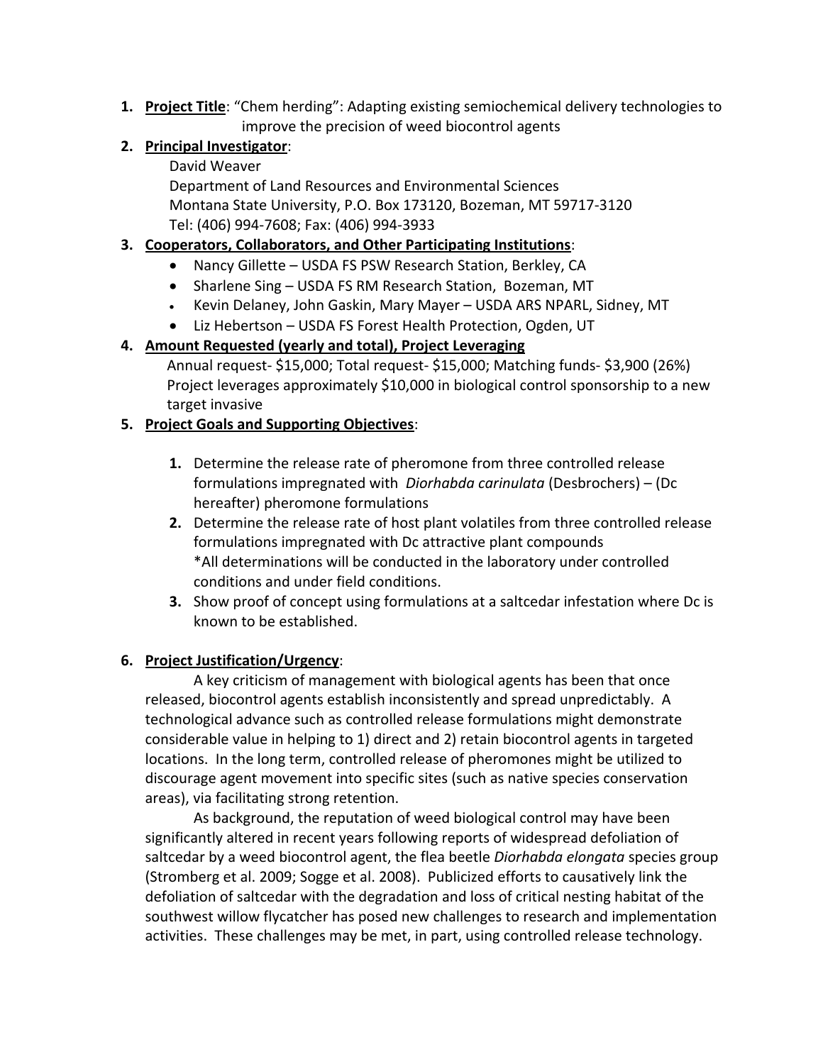1. **Project Title**: "Chem herding": Adapting existing semiochemical delivery technologies to improve the precision of weed biocontrol agents

2. **Principal Investigator**:

   David Weaver
   Department of Land Resources and Environmental Sciences
   Montana State University, P.O. Box 173120, Bozeman, MT 59717-3120
   Tel: (406) 994-7608; Fax: (406) 994-3933

3. **Cooperators, Collaborators, and Other Participating Institutions**:
   - Nancy Gillette – USDA FS PSW Research Station, Berkley, CA
   - Sharlene Sing – USDA FS RM Research Station, Bozeman, MT
   - Kevin Delaney, John Gaskin, Mary Mayer – USDA ARS NPARL, Sidney, MT
   - Liz Hebertson – USDA FS Forest Health Protection, Ogden, UT

4. **Amount Requested (yearly and total), Project Leveraging**

   Annual request- $15,000; Total request- $15,000; Matching funds- $3,900 (26%)
   Project leverages approximately $10,000 in biological control sponsorship to a new target invasive

5. **Project Goals and Supporting Objectives**:

   1. Determine the release rate of pheromone from three controlled release formulations impregnated with *Diorhabda carinulata* (Desbrochers) – (Dc hereafter) pheromone formulations
   2. Determine the release rate of host plant volatiles from three controlled release formulations impregnated with Dc attractive plant compounds
      *All determinations will be conducted in the laboratory under controlled conditions and under field conditions.
   3. Show proof of concept using formulations at a saltcedar infestation where Dc is known to be established.

6. **Project Justification/Urgency**:

A key criticism of management with biological agents has been that once released, biocontrol agents establish inconsistently and spread unpredictably. A technological advance such as controlled release formulations might demonstrate considerable value in helping to 1) direct and 2) retain biocontrol agents in targeted locations. In the long term, controlled release of pheromones might be utilized to discourage agent movement into specific sites (such as native species conservation areas), via facilitating strong retention.

As background, the reputation of weed biological control may have been significantly altered in recent years following reports of widespread defoliation of saltcedar by a weed biocontrol agent, the flea beetle *Diorhabda elongata* species group (Stromberg et al. 2009; Sogge et al. 2008). Publicized efforts to causatively link the defoliation of saltcedar with the degradation and loss of critical nesting habitat of the southwest willow flycatcher has posed new challenges to research and implementation activities. These challenges may be met, in part, using controlled release technology.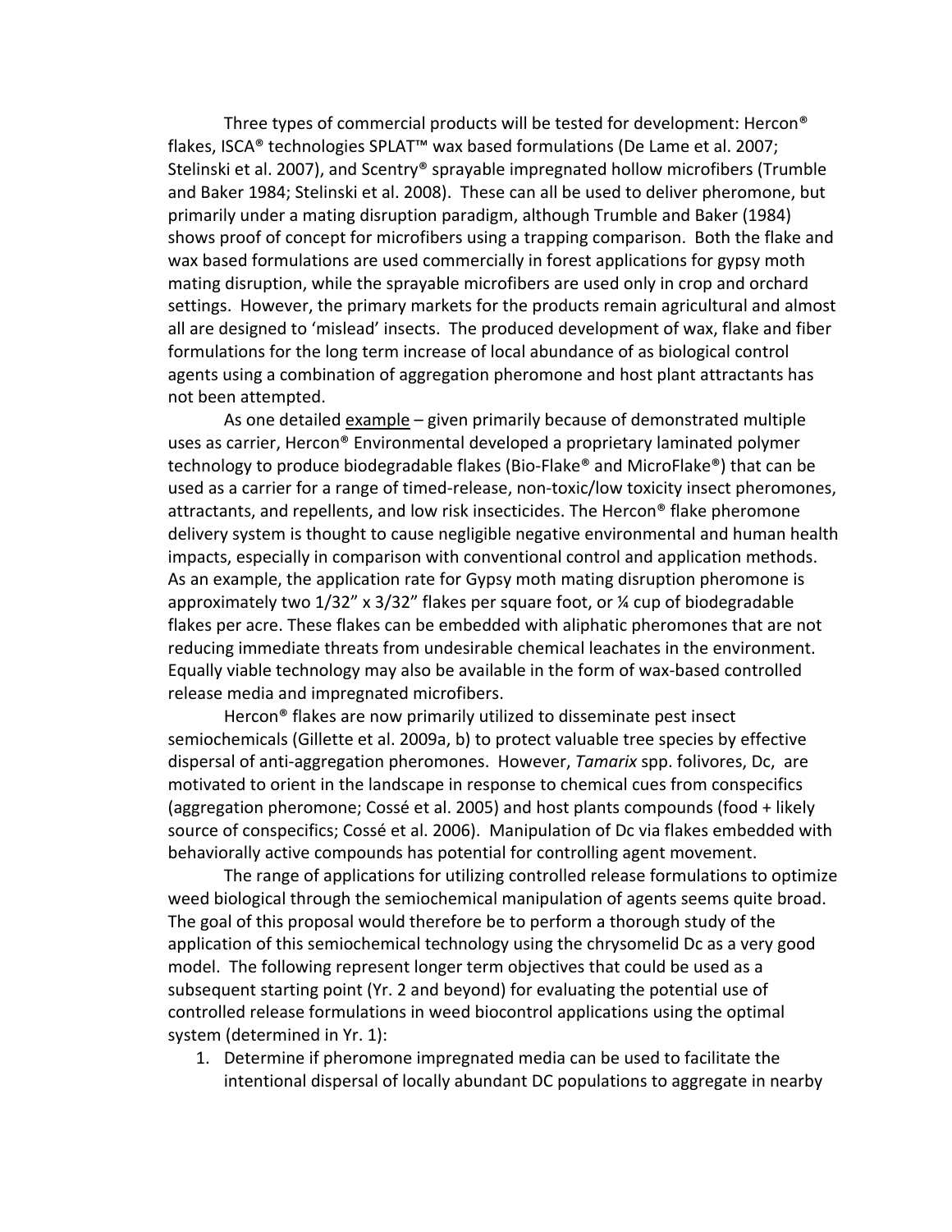Three types of commercial products will be tested for development: Hercon® flakes, ISCA® technologies SPLAT™ wax based formulations (De Lame et al. 2007; Stelinski et al. 2007), and Scentry® sprayable impregnated hollow microfibers (Trumble and Baker 1984; Stelinski et al. 2008). These can all be used to deliver pheromone, but primarily under a mating disruption paradigm, although Trumble and Baker (1984) shows proof of concept for microfibers using a trapping comparison. Both the flake and wax based formulations are used commercially in forest applications for gypsy moth mating disruption, while the sprayable microfibers are used only in crop and orchard settings. However, the primary markets for the products remain agricultural and almost all are designed to 'mislead' insects. The produced development of wax, flake and fiber formulations for the long term increase of local abundance of as biological control agents using a combination of aggregation pheromone and host plant attractants has not been attempted.

As one detailed example – given primarily because of demonstrated multiple uses as carrier, Hercon® Environmental developed a proprietary laminated polymer technology to produce biodegradable flakes (Bio-Flake® and MicroFlake®) that can be used as a carrier for a range of timed-release, non-toxic/low toxicity insect pheromones, attractants, and repellents, and low risk insecticides. The Hercon® flake pheromone delivery system is thought to cause negligible negative environmental and human health impacts, especially in comparison with conventional control and application methods. As an example, the application rate for Gypsy moth mating disruption pheromone is approximately two 1/32" x 3/32" flakes per square foot, or ¼ cup of biodegradable flakes per acre. These flakes can be embedded with aliphatic pheromones that are not reducing immediate threats from undesirable chemical leachates in the environment. Equally viable technology may also be available in the form of wax-based controlled release media and impregnated microfibers.

Hercon® flakes are now primarily utilized to disseminate pest insect semiochemicals (Gillette et al. 2009a, b) to protect valuable tree species by effective dispersal of anti-aggregation pheromones. However, *Tamarix* spp. folivores, Dc, are motivated to orient in the landscape in response to chemical cues from conspecifics (aggregation pheromone; Cossé et al. 2005) and host plants compounds (food + likely source of conspecifics; Cossé et al. 2006). Manipulation of Dc via flakes embedded with behaviorally active compounds has potential for controlling agent movement.

The range of applications for utilizing controlled release formulations to optimize weed biological through the semiochemical manipulation of agents seems quite broad. The goal of this proposal would therefore be to perform a thorough study of the application of this semiochemical technology using the chrysomelid Dc as a very good model. The following represent longer term objectives that could be used as a subsequent starting point (Yr. 2 and beyond) for evaluating the potential use of controlled release formulations in weed biocontrol applications using the optimal system (determined in Yr. 1):

1. Determine if pheromone impregnated media can be used to facilitate the intentional dispersal of locally abundant DC populations to aggregate in nearby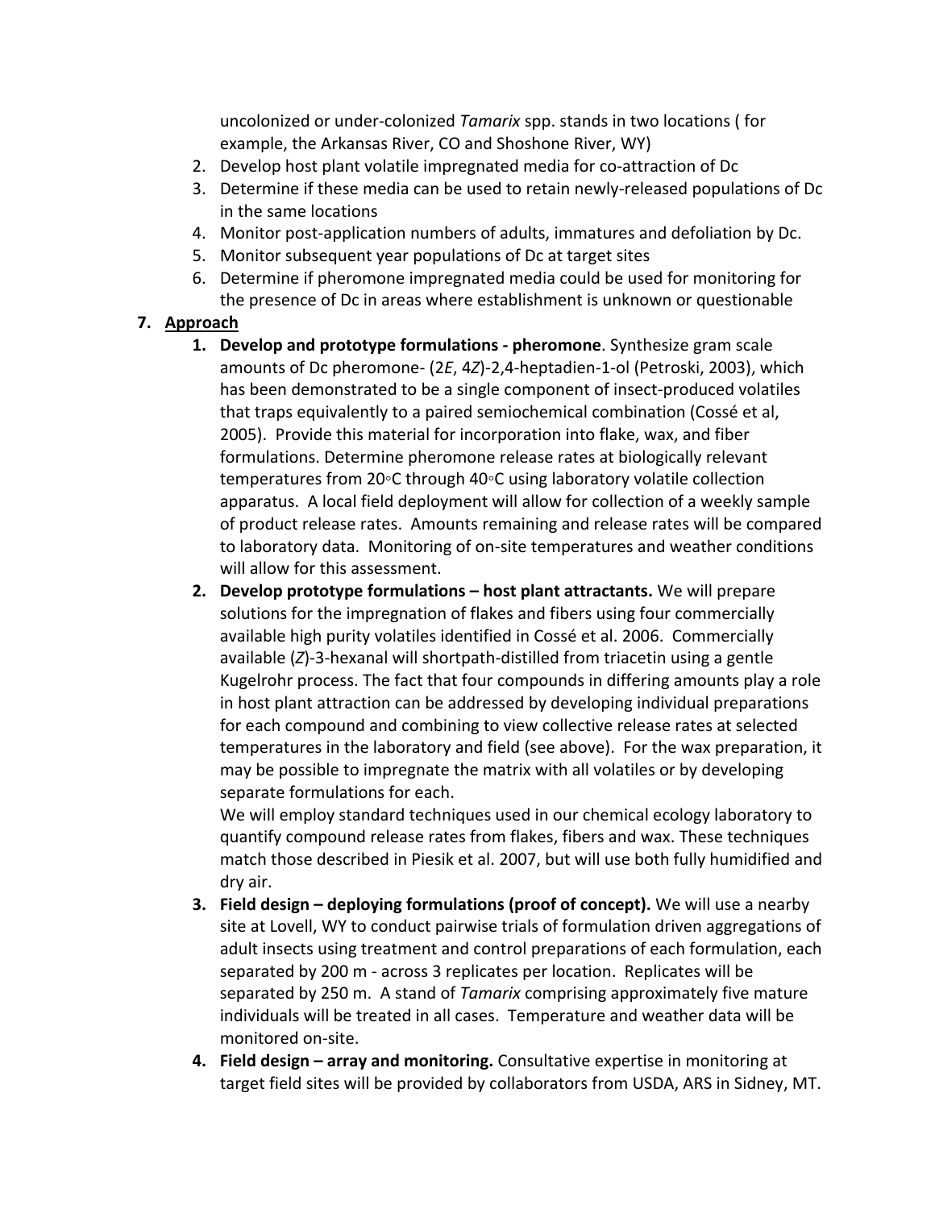uncolonized or under-colonized *Tamarix* spp. stands in two locations ( for example, the Arkansas River, CO and Shoshone River, WY)

2. Develop host plant volatile impregnated media for co-attraction of Dc
3. Determine if these media can be used to retain newly-released populations of Dc in the same locations
4. Monitor post-application numbers of adults, immatures and defoliation by Dc.
5. Monitor subsequent year populations of Dc at target sites
6. Determine if pheromone impregnated media could be used for monitoring for the presence of Dc in areas where establishment is unknown or questionable

7. **Approach**

   1. **Develop and prototype formulations - pheromone**. Synthesize gram scale amounts of Dc pheromone- (2*E*, 4*Z*)-2,4-heptadien-1-ol (Petroski, 2003), which has been demonstrated to be a single component of insect-produced volatiles that traps equivalently to a paired semiochemical combination (Cossé et al, 2005). Provide this material for incorporation into flake, wax, and fiber formulations. Determine pheromone release rates at biologically relevant temperatures from 20◦C through 40◦C using laboratory volatile collection apparatus. A local field deployment will allow for collection of a weekly sample of product release rates. Amounts remaining and release rates will be compared to laboratory data. Monitoring of on-site temperatures and weather conditions will allow for this assessment.
   2. **Develop prototype formulations – host plant attractants.** We will prepare solutions for the impregnation of flakes and fibers using four commercially available high purity volatiles identified in Cossé et al. 2006. Commercially available (*Z*)-3-hexanal will shortpath-distilled from triacetin using a gentle Kugelrohr process. The fact that four compounds in differing amounts play a role in host plant attraction can be addressed by developing individual preparations for each compound and combining to view collective release rates at selected temperatures in the laboratory and field (see above). For the wax preparation, it may be possible to impregnate the matrix with all volatiles or by developing separate formulations for each.

      We will employ standard techniques used in our chemical ecology laboratory to quantify compound release rates from flakes, fibers and wax. These techniques match those described in Piesik et al. 2007, but will use both fully humidified and dry air.
   3. **Field design – deploying formulations (proof of concept).** We will use a nearby site at Lovell, WY to conduct pairwise trials of formulation driven aggregations of adult insects using treatment and control preparations of each formulation, each separated by 200 m - across 3 replicates per location. Replicates will be separated by 250 m. A stand of *Tamarix* comprising approximately five mature individuals will be treated in all cases. Temperature and weather data will be monitored on-site.
   4. **Field design – array and monitoring.** Consultative expertise in monitoring at target field sites will be provided by collaborators from USDA, ARS in Sidney, MT.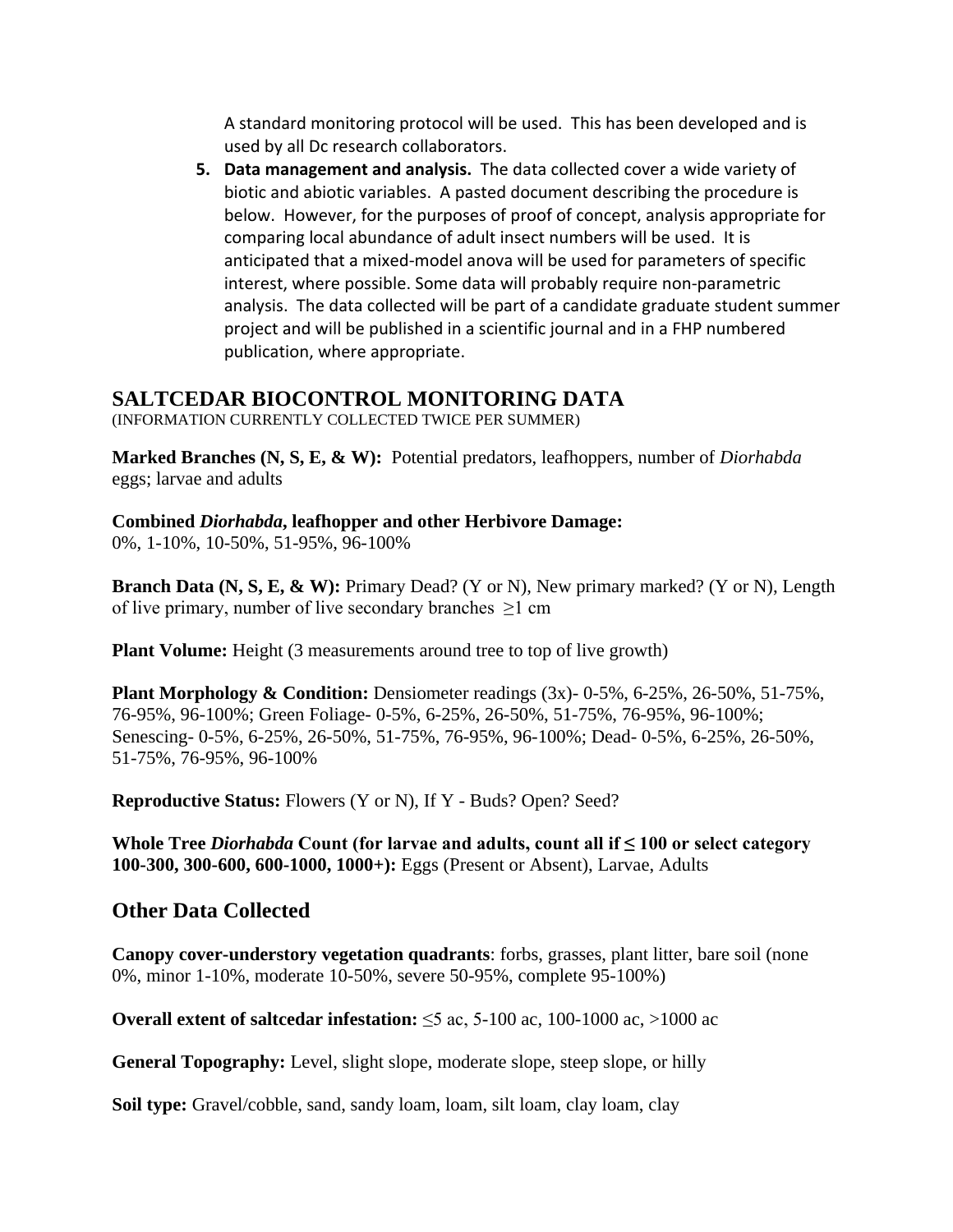A standard monitoring protocol will be used. This has been developed and is used by all Dc research collaborators.

5. **Data management and analysis.** The data collected cover a wide variety of biotic and abiotic variables. A pasted document describing the procedure is below. However, for the purposes of proof of concept, analysis appropriate for comparing local abundance of adult insect numbers will be used. It is anticipated that a mixed-model anova will be used for parameters of specific interest, where possible. Some data will probably require non-parametric analysis. The data collected will be part of a candidate graduate student summer project and will be published in a scientific journal and in a FHP numbered publication, where appropriate.

## SALTCEDAR BIOCONTROL MONITORING DATA

(INFORMATION CURRENTLY COLLECTED TWICE PER SUMMER)

**Marked Branches (N, S, E, & W):** Potential predators, leafhoppers, number of *Diorhabda* eggs; larvae and adults

**Combined *Diorhabda*, leafhopper and other Herbivore Damage:**
0%, 1-10%, 10-50%, 51-95%, 96-100%

**Branch Data (N, S, E, & W):** Primary Dead? (Y or N), New primary marked? (Y or N), Length of live primary, number of live secondary branches ≥1 cm

**Plant Volume:** Height (3 measurements around tree to top of live growth)

**Plant Morphology & Condition:** Densiometer readings (3x)- 0-5%, 6-25%, 26-50%, 51-75%, 76-95%, 96-100%; Green Foliage- 0-5%, 6-25%, 26-50%, 51-75%, 76-95%, 96-100%; Senescing- 0-5%, 6-25%, 26-50%, 51-75%, 76-95%, 96-100%; Dead- 0-5%, 6-25%, 26-50%, 51-75%, 76-95%, 96-100%

**Reproductive Status:** Flowers (Y or N), If Y - Buds? Open? Seed?

**Whole Tree *Diorhabda* Count (for larvae and adults, count all if ≤ 100 or select category 100-300, 300-600, 600-1000, 1000+):** Eggs (Present or Absent), Larvae, Adults

## Other Data Collected

**Canopy cover-understory vegetation quadrants**: forbs, grasses, plant litter, bare soil (none 0%, minor 1-10%, moderate 10-50%, severe 50-95%, complete 95-100%)

**Overall extent of saltcedar infestation:** ≤5 ac, 5-100 ac, 100-1000 ac, >1000 ac

**General Topography:** Level, slight slope, moderate slope, steep slope, or hilly

**Soil type:** Gravel/cobble, sand, sandy loam, loam, silt loam, clay loam, clay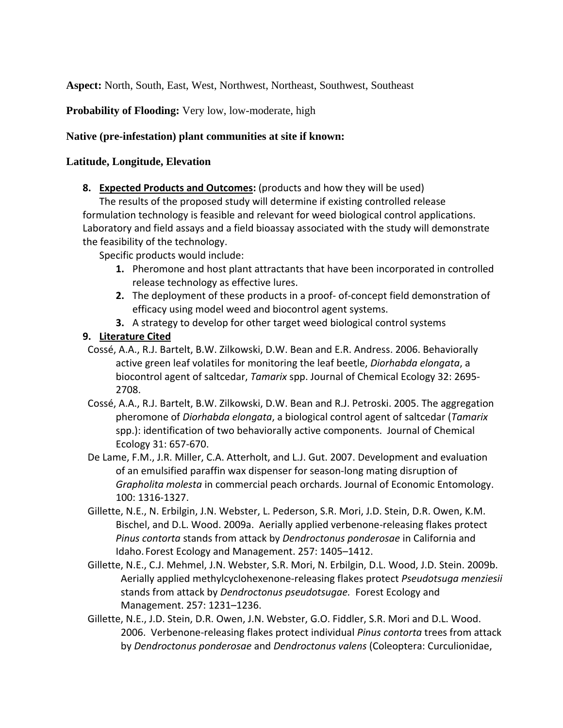**Aspect:** North, South, East, West, Northwest, Northeast, Southwest, Southeast

**Probability of Flooding:** Very low, low-moderate, high

**Native (pre-infestation) plant communities at site if known:**

**Latitude, Longitude, Elevation**

**8. Expected Products and Outcomes:** (products and how they will be used)

The results of the proposed study will determine if existing controlled release formulation technology is feasible and relevant for weed biological control applications. Laboratory and field assays and a field bioassay associated with the study will demonstrate the feasibility of the technology.

Specific products would include:

1. Pheromone and host plant attractants that have been incorporated in controlled release technology as effective lures.
2. The deployment of these products in a proof- of-concept field demonstration of efficacy using model weed and biocontrol agent systems.
3. A strategy to develop for other target weed biological control systems

**9. Literature Cited**

Cossé, A.A., R.J. Bartelt, B.W. Zilkowski, D.W. Bean and E.R. Andress. 2006. Behaviorally active green leaf volatiles for monitoring the leaf beetle, *Diorhabda elongata*, a biocontrol agent of saltcedar, *Tamarix* spp. Journal of Chemical Ecology 32: 2695-2708.

Cossé, A.A., R.J. Bartelt, B.W. Zilkowski, D.W. Bean and R.J. Petroski. 2005. The aggregation pheromone of *Diorhabda elongata*, a biological control agent of saltcedar (*Tamarix* spp.): identification of two behaviorally active components. Journal of Chemical Ecology 31: 657-670.

De Lame, F.M., J.R. Miller, C.A. Atterholt, and L.J. Gut. 2007. Development and evaluation of an emulsified paraffin wax dispenser for season-long mating disruption of *Grapholita molesta* in commercial peach orchards. Journal of Economic Entomology. 100: 1316-1327.

Gillette, N.E., N. Erbilgin, J.N. Webster, L. Pederson, S.R. Mori, J.D. Stein, D.R. Owen, K.M. Bischel, and D.L. Wood. 2009a. Aerially applied verbenone-releasing flakes protect *Pinus contorta* stands from attack by *Dendroctonus ponderosae* in California and Idaho. Forest Ecology and Management. 257: 1405–1412.

Gillette, N.E., C.J. Mehmel, J.N. Webster, S.R. Mori, N. Erbilgin, D.L. Wood, J.D. Stein. 2009b. Aerially applied methylcyclohexenone-releasing flakes protect *Pseudotsuga menziesii* stands from attack by *Dendroctonus pseudotsugae.* Forest Ecology and Management. 257: 1231–1236.

Gillette, N.E., J.D. Stein, D.R. Owen, J.N. Webster, G.O. Fiddler, S.R. Mori and D.L. Wood. 2006. Verbenone-releasing flakes protect individual *Pinus contorta* trees from attack by *Dendroctonus ponderosae* and *Dendroctonus valens* (Coleoptera: Curculionidae,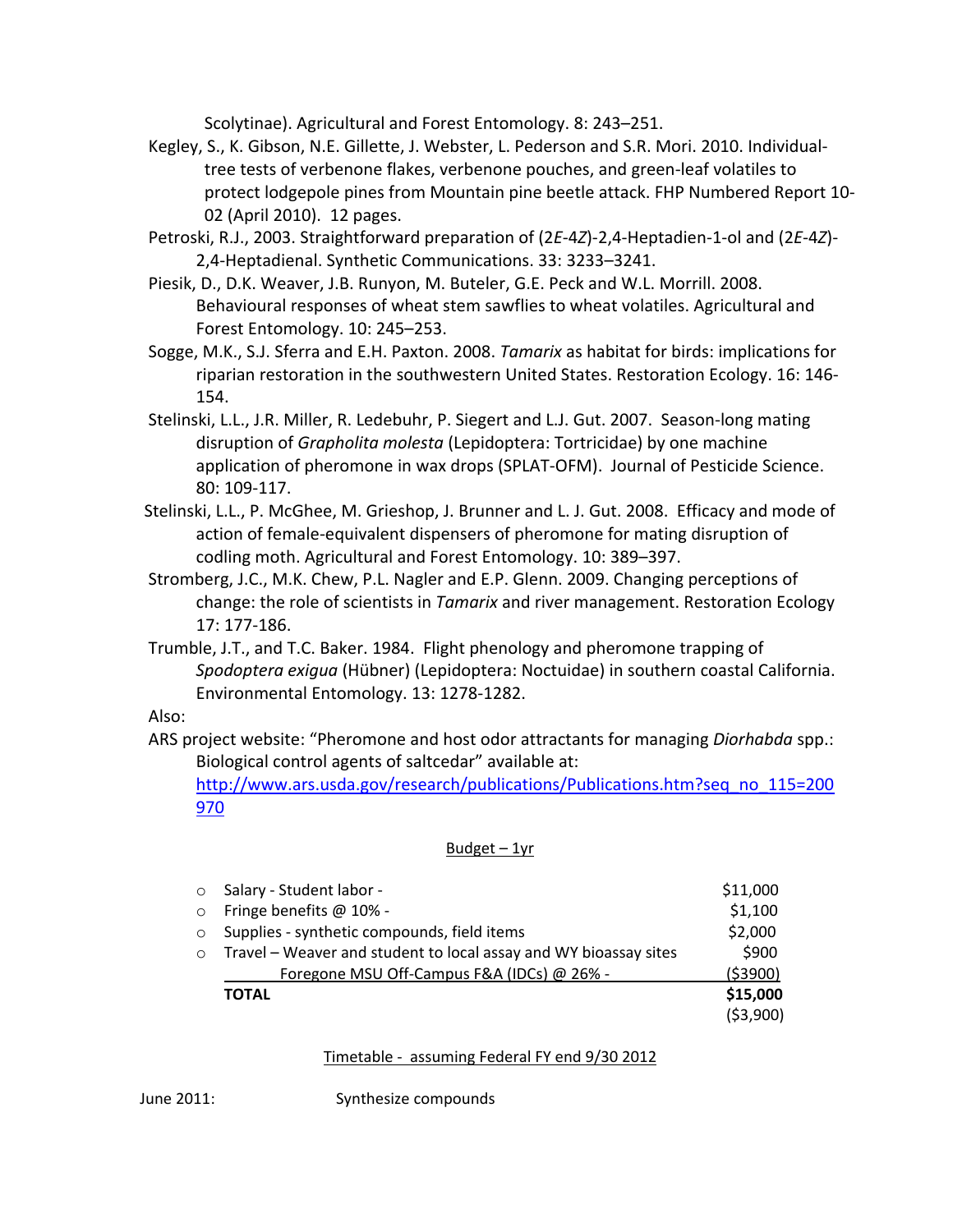Scolytinae). Agricultural and Forest Entomology. 8: 243–251.

Kegley, S., K. Gibson, N.E. Gillette, J. Webster, L. Pederson and S.R. Mori. 2010. Individual-tree tests of verbenone flakes, verbenone pouches, and green-leaf volatiles to protect lodgepole pines from Mountain pine beetle attack. FHP Numbered Report 10-02 (April 2010). 12 pages.

Petroski, R.J., 2003. Straightforward preparation of (2*E*-4*Z*)-2,4-Heptadien-1-ol and (2*E*-4*Z*)-2,4-Heptadienal. Synthetic Communications. 33: 3233–3241.

Piesik, D., D.K. Weaver, J.B. Runyon, M. Buteler, G.E. Peck and W.L. Morrill. 2008. Behavioural responses of wheat stem sawflies to wheat volatiles. Agricultural and Forest Entomology. 10: 245–253.

Sogge, M.K., S.J. Sferra and E.H. Paxton. 2008. *Tamarix* as habitat for birds: implications for riparian restoration in the southwestern United States. Restoration Ecology. 16: 146-154.

Stelinski, L.L., J.R. Miller, R. Ledebuhr, P. Siegert and L.J. Gut. 2007. Season-long mating disruption of *Grapholita molesta* (Lepidoptera: Tortricidae) by one machine application of pheromone in wax drops (SPLAT-OFM). Journal of Pesticide Science. 80: 109-117.

Stelinski, L.L., P. McGhee, M. Grieshop, J. Brunner and L. J. Gut. 2008. Efficacy and mode of action of female-equivalent dispensers of pheromone for mating disruption of codling moth. Agricultural and Forest Entomology. 10: 389–397.

Stromberg, J.C., M.K. Chew, P.L. Nagler and E.P. Glenn. 2009. Changing perceptions of change: the role of scientists in *Tamarix* and river management. Restoration Ecology 17: 177-186.

Trumble, J.T., and T.C. Baker. 1984. Flight phenology and pheromone trapping of *Spodoptera exigua* (Hübner) (Lepidoptera: Noctuidae) in southern coastal California. Environmental Entomology. 13: 1278-1282.

Also:

ARS project website: "Pheromone and host odor attractants for managing *Diorhabda* spp.: Biological control agents of saltcedar" available at: http://www.ars.usda.gov/research/publications/Publications.htm?seq_no_115=200970

## Budget – 1yr

| Item | Amount |
|---|---|
| Salary - Student labor - | $11,000 |
| Fringe benefits @ 10% - | $1,100 |
| Supplies - synthetic compounds, field items | $2,000 |
| Travel – Weaver and student to local assay and WY bioassay sites | $900 |
| Foregone MSU Off-Campus F&A (IDCs) @ 26% - | ($3900) |
| **TOTAL** | **$15,000** |
| | ($3,900) |

## Timetable - assuming Federal FY end 9/30 2012

June 2011: Synthesize compounds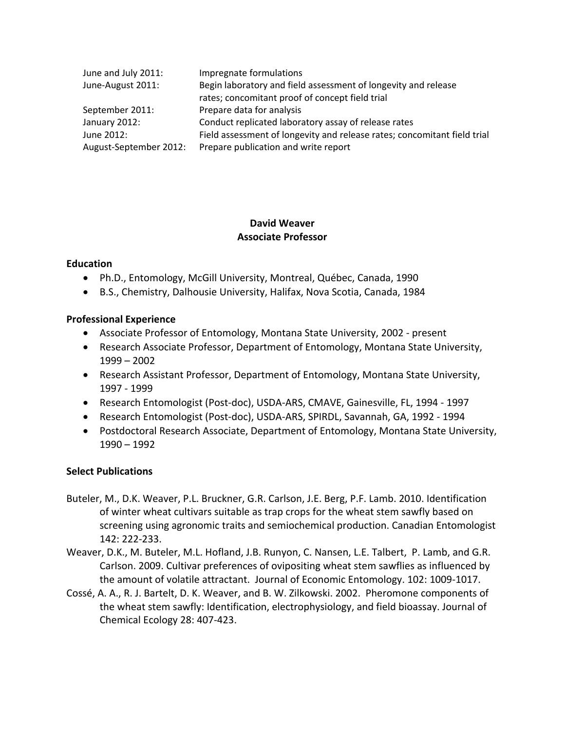| | |
|---|---|
| June and July 2011: | Impregnate formulations |
| June-August 2011: | Begin laboratory and field assessment of longevity and release rates; concomitant proof of concept field trial |
| September 2011: | Prepare data for analysis |
| January 2012: | Conduct replicated laboratory assay of release rates |
| June 2012: | Field assessment of longevity and release rates; concomitant field trial |
| August-September 2012: | Prepare publication and write report |

## David Weaver
## Associate Professor

**Education**

- Ph.D., Entomology, McGill University, Montreal, Québec, Canada, 1990
- B.S., Chemistry, Dalhousie University, Halifax, Nova Scotia, Canada, 1984

**Professional Experience**

- Associate Professor of Entomology, Montana State University, 2002 - present
- Research Associate Professor, Department of Entomology, Montana State University, 1999 – 2002
- Research Assistant Professor, Department of Entomology, Montana State University, 1997 - 1999
- Research Entomologist (Post-doc), USDA-ARS, CMAVE, Gainesville, FL, 1994 - 1997
- Research Entomologist (Post-doc), USDA-ARS, SPIRDL, Savannah, GA, 1992 - 1994
- Postdoctoral Research Associate, Department of Entomology, Montana State University, 1990 – 1992

**Select Publications**

Buteler, M., D.K. Weaver, P.L. Bruckner, G.R. Carlson, J.E. Berg, P.F. Lamb. 2010. Identification of winter wheat cultivars suitable as trap crops for the wheat stem sawfly based on screening using agronomic traits and semiochemical production. Canadian Entomologist 142: 222-233.

Weaver, D.K., M. Buteler, M.L. Hofland, J.B. Runyon, C. Nansen, L.E. Talbert, P. Lamb, and G.R. Carlson. 2009. Cultivar preferences of ovipositing wheat stem sawflies as influenced by the amount of volatile attractant. Journal of Economic Entomology. 102: 1009-1017.

Cossé, A. A., R. J. Bartelt, D. K. Weaver, and B. W. Zilkowski. 2002. Pheromone components of the wheat stem sawfly: Identification, electrophysiology, and field bioassay. Journal of Chemical Ecology 28: 407-423.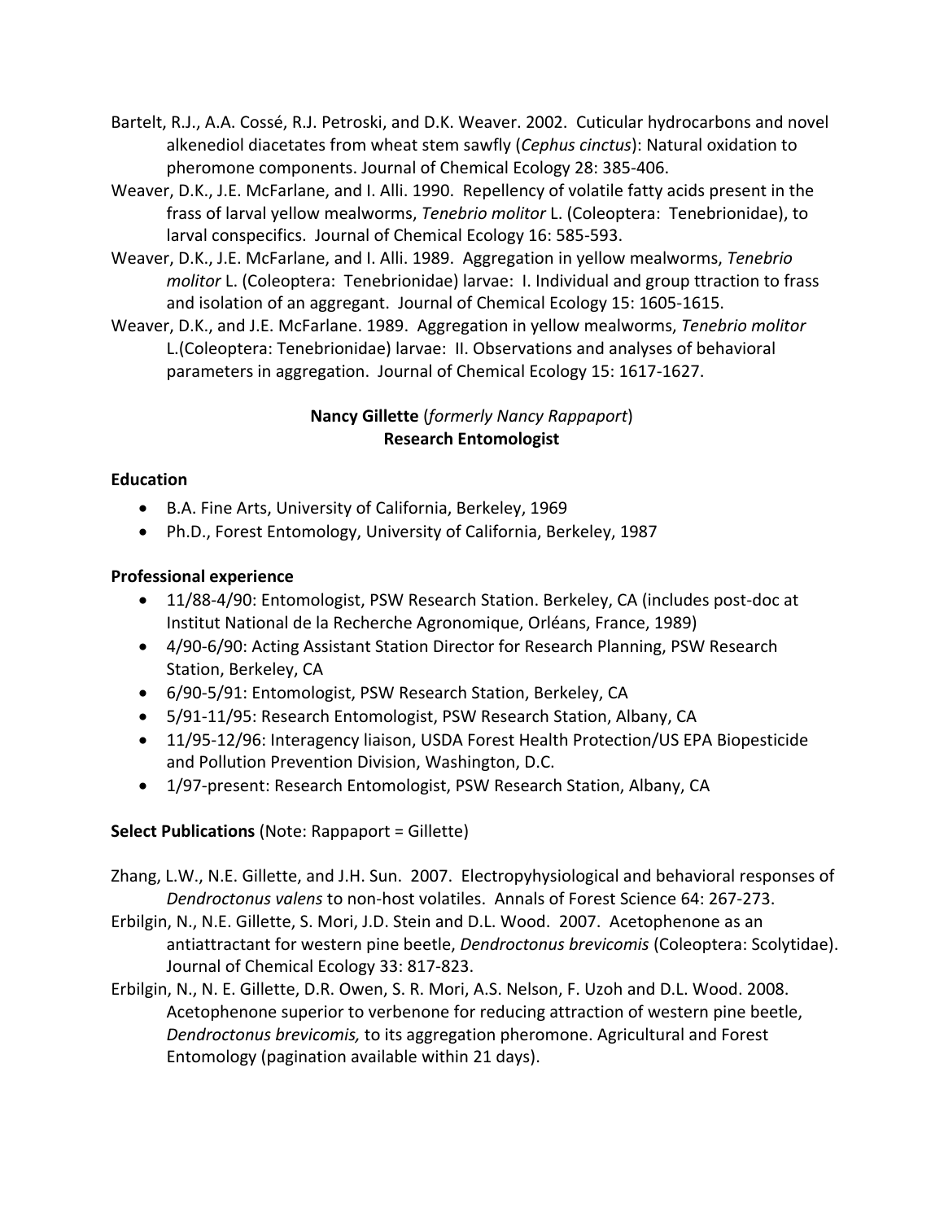Bartelt, R.J., A.A. Cossé, R.J. Petroski, and D.K. Weaver. 2002. Cuticular hydrocarbons and novel alkenediol diacetates from wheat stem sawfly (*Cephus cinctus*): Natural oxidation to pheromone components. Journal of Chemical Ecology 28: 385-406.

Weaver, D.K., J.E. McFarlane, and I. Alli. 1990. Repellency of volatile fatty acids present in the frass of larval yellow mealworms, *Tenebrio molitor* L. (Coleoptera: Tenebrionidae), to larval conspecifics. Journal of Chemical Ecology 16: 585-593.

Weaver, D.K., J.E. McFarlane, and I. Alli. 1989. Aggregation in yellow mealworms, *Tenebrio molitor* L. (Coleoptera: Tenebrionidae) larvae: I. Individual and group ttraction to frass and isolation of an aggregant. Journal of Chemical Ecology 15: 1605-1615.

Weaver, D.K., and J.E. McFarlane. 1989. Aggregation in yellow mealworms, *Tenebrio molitor* L.(Coleoptera: Tenebrionidae) larvae: II. Observations and analyses of behavioral parameters in aggregation. Journal of Chemical Ecology 15: 1617-1627.

## **Nancy Gillette** (*formerly Nancy Rappaport*)
## Research Entomologist

**Education**

- B.A. Fine Arts, University of California, Berkeley, 1969
- Ph.D., Forest Entomology, University of California, Berkeley, 1987

**Professional experience**

- 11/88-4/90: Entomologist, PSW Research Station. Berkeley, CA (includes post-doc at Institut National de la Recherche Agronomique, Orléans, France, 1989)
- 4/90-6/90: Acting Assistant Station Director for Research Planning, PSW Research Station, Berkeley, CA
- 6/90-5/91: Entomologist, PSW Research Station, Berkeley, CA
- 5/91-11/95: Research Entomologist, PSW Research Station, Albany, CA
- 11/95-12/96: Interagency liaison, USDA Forest Health Protection/US EPA Biopesticide and Pollution Prevention Division, Washington, D.C.
- 1/97-present: Research Entomologist, PSW Research Station, Albany, CA

**Select Publications** (Note: Rappaport = Gillette)

Zhang, L.W., N.E. Gillette, and J.H. Sun. 2007. Electropyhysiological and behavioral responses of *Dendroctonus valens* to non-host volatiles. Annals of Forest Science 64: 267-273.

Erbilgin, N., N.E. Gillette, S. Mori, J.D. Stein and D.L. Wood. 2007. Acetophenone as an antiattractant for western pine beetle, *Dendroctonus brevicomis* (Coleoptera: Scolytidae). Journal of Chemical Ecology 33: 817-823.

Erbilgin, N., N. E. Gillette, D.R. Owen, S. R. Mori, A.S. Nelson, F. Uzoh and D.L. Wood. 2008. Acetophenone superior to verbenone for reducing attraction of western pine beetle, *Dendroctonus brevicomis,* to its aggregation pheromone. Agricultural and Forest Entomology (pagination available within 21 days).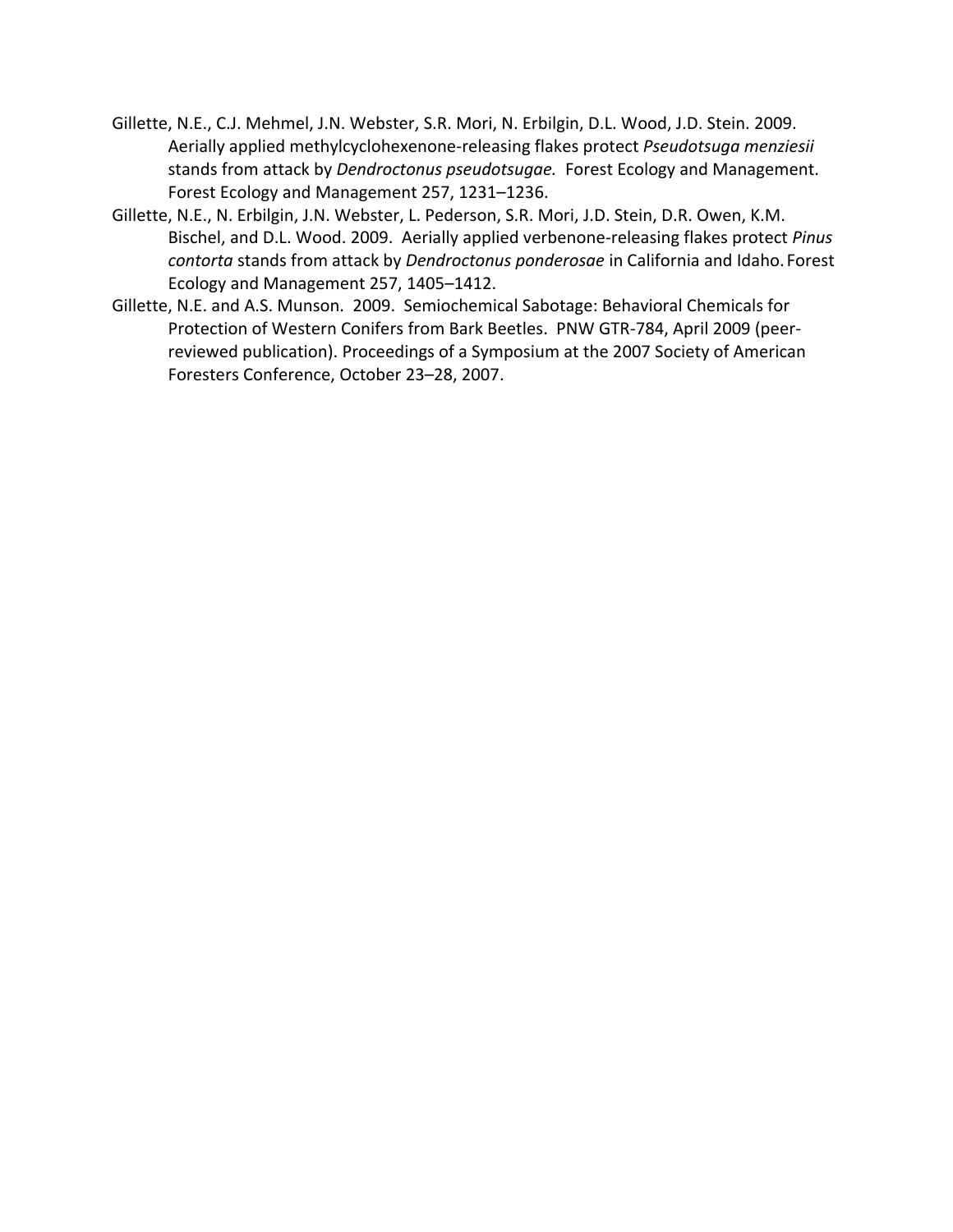Gillette, N.E., C.J. Mehmel, J.N. Webster, S.R. Mori, N. Erbilgin, D.L. Wood, J.D. Stein. 2009. Aerially applied methylcyclohexenone-releasing flakes protect *Pseudotsuga menziesii* stands from attack by *Dendroctonus pseudotsugae.* Forest Ecology and Management. Forest Ecology and Management 257, 1231–1236.

Gillette, N.E., N. Erbilgin, J.N. Webster, L. Pederson, S.R. Mori, J.D. Stein, D.R. Owen, K.M. Bischel, and D.L. Wood. 2009. Aerially applied verbenone-releasing flakes protect *Pinus contorta* stands from attack by *Dendroctonus ponderosae* in California and Idaho. Forest Ecology and Management 257, 1405–1412.

Gillette, N.E. and A.S. Munson. 2009. Semiochemical Sabotage: Behavioral Chemicals for Protection of Western Conifers from Bark Beetles. PNW GTR-784, April 2009 (peer-reviewed publication). Proceedings of a Symposium at the 2007 Society of American Foresters Conference, October 23–28, 2007.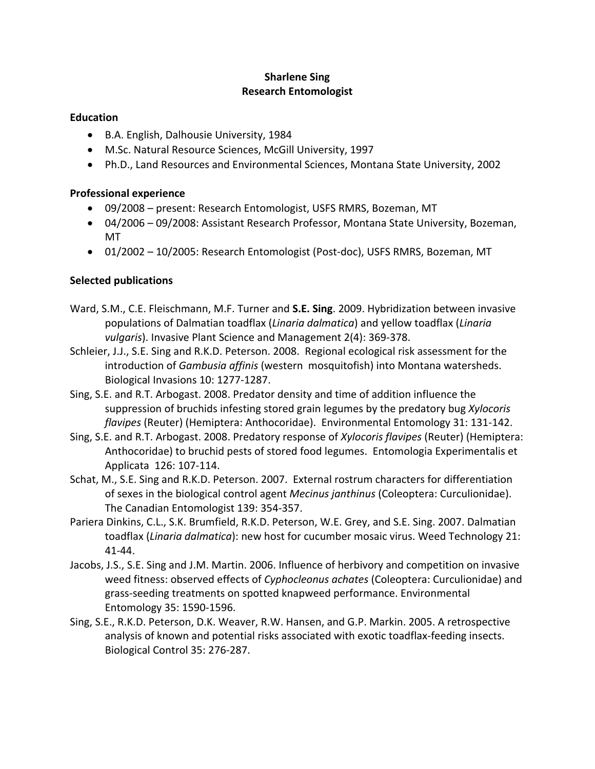**Sharlene Sing**
**Research Entomologist**

**Education**

- B.A. English, Dalhousie University, 1984
- M.Sc. Natural Resource Sciences, McGill University, 1997
- Ph.D., Land Resources and Environmental Sciences, Montana State University, 2002

**Professional experience**

- 09/2008 – present: Research Entomologist, USFS RMRS, Bozeman, MT
- 04/2006 – 09/2008: Assistant Research Professor, Montana State University, Bozeman, MT
- 01/2002 – 10/2005: Research Entomologist (Post-doc), USFS RMRS, Bozeman, MT

**Selected publications**

Ward, S.M., C.E. Fleischmann, M.F. Turner and **S.E. Sing**. 2009. Hybridization between invasive populations of Dalmatian toadflax (*Linaria dalmatica*) and yellow toadflax (*Linaria vulgaris*). Invasive Plant Science and Management 2(4): 369-378.

Schleier, J.J., S.E. Sing and R.K.D. Peterson. 2008. Regional ecological risk assessment for the introduction of *Gambusia affinis* (western mosquitofish) into Montana watersheds. Biological Invasions 10: 1277-1287.

Sing, S.E. and R.T. Arbogast. 2008. Predator density and time of addition influence the suppression of bruchids infesting stored grain legumes by the predatory bug *Xylocoris flavipes* (Reuter) (Hemiptera: Anthocoridae). Environmental Entomology 31: 131-142.

Sing, S.E. and R.T. Arbogast. 2008. Predatory response of *Xylocoris flavipes* (Reuter) (Hemiptera: Anthocoridae) to bruchid pests of stored food legumes. Entomologia Experimentalis et Applicata 126: 107-114.

Schat, M., S.E. Sing and R.K.D. Peterson. 2007. External rostrum characters for differentiation of sexes in the biological control agent *Mecinus janthinus* (Coleoptera: Curculionidae). The Canadian Entomologist 139: 354-357.

Pariera Dinkins, C.L., S.K. Brumfield, R.K.D. Peterson, W.E. Grey, and S.E. Sing. 2007. Dalmatian toadflax (*Linaria dalmatica*): new host for cucumber mosaic virus. Weed Technology 21: 41-44.

Jacobs, J.S., S.E. Sing and J.M. Martin. 2006. Influence of herbivory and competition on invasive weed fitness: observed effects of *Cyphocleonus achates* (Coleoptera: Curculionidae) and grass-seeding treatments on spotted knapweed performance. Environmental Entomology 35: 1590-1596.

Sing, S.E., R.K.D. Peterson, D.K. Weaver, R.W. Hansen, and G.P. Markin. 2005. A retrospective analysis of known and potential risks associated with exotic toadflax-feeding insects. Biological Control 35: 276-287.